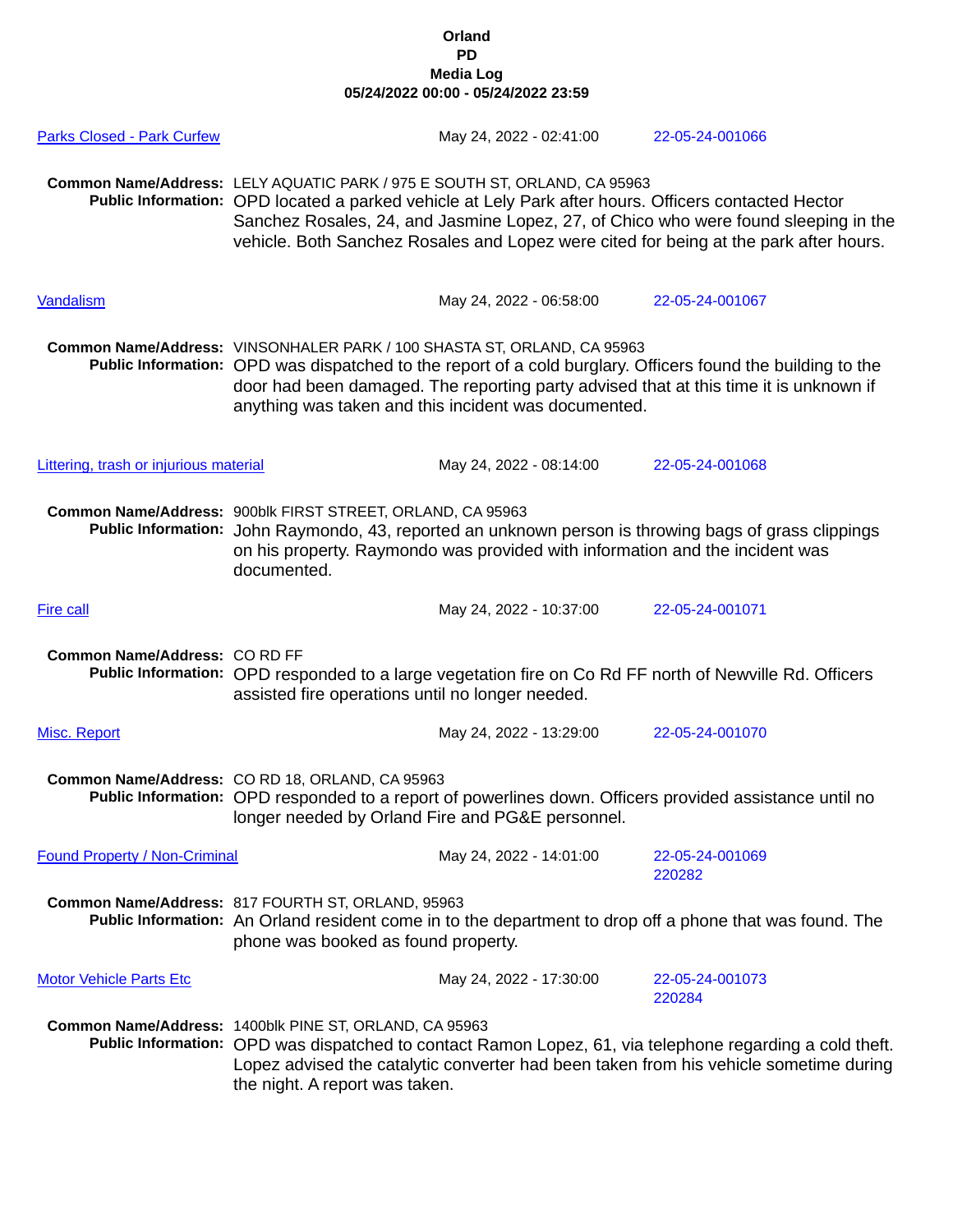**Orland**
**PD**
**Media Log**
**05/24/2022 00:00 - 05/24/2022 23:59**

Parks Closed - Park Curfew | May 24, 2022 - 02:41:00 | 22-05-24-001066

**Common Name/Address:** LELY AQUATIC PARK / 975 E SOUTH ST, ORLAND, CA 95963
**Public Information:** OPD located a parked vehicle at Lely Park after hours. Officers contacted Hector Sanchez Rosales, 24, and Jasmine Lopez, 27, of Chico who were found sleeping in the vehicle. Both Sanchez Rosales and Lopez were cited for being at the park after hours.

Vandalism | May 24, 2022 - 06:58:00 | 22-05-24-001067

**Common Name/Address:** VINSONHALER PARK / 100 SHASTA ST, ORLAND, CA 95963
**Public Information:** OPD was dispatched to the report of a cold burglary. Officers found the building to the door had been damaged. The reporting party advised that at this time it is unknown if anything was taken and this incident was documented.

Littering, trash or injurious material | May 24, 2022 - 08:14:00 | 22-05-24-001068

**Common Name/Address:** 900blk FIRST STREET, ORLAND, CA 95963
**Public Information:** John Raymondo, 43, reported an unknown person is throwing bags of grass clippings on his property. Raymondo was provided with information and the incident was documented.

Fire call | May 24, 2022 - 10:37:00 | 22-05-24-001071

**Common Name/Address:** CO RD FF
**Public Information:** OPD responded to a large vegetation fire on Co Rd FF north of Newville Rd. Officers assisted fire operations until no longer needed.

Misc. Report | May 24, 2022 - 13:29:00 | 22-05-24-001070

**Common Name/Address:** CO RD 18, ORLAND, CA 95963
**Public Information:** OPD responded to a report of powerlines down. Officers provided assistance until no longer needed by Orland Fire and PG&E personnel.

Found Property / Non-Criminal | May 24, 2022 - 14:01:00 | 22-05-24-001069 220282

**Common Name/Address:** 817 FOURTH ST, ORLAND, 95963
**Public Information:** An Orland resident come in to the department to drop off a phone that was found. The phone was booked as found property.

Motor Vehicle Parts Etc | May 24, 2022 - 17:30:00 | 22-05-24-001073 220284

**Common Name/Address:** 1400blk PINE ST, ORLAND, CA 95963
**Public Information:** OPD was dispatched to contact Ramon Lopez, 61, via telephone regarding a cold theft. Lopez advised the catalytic converter had been taken from his vehicle sometime during the night. A report was taken.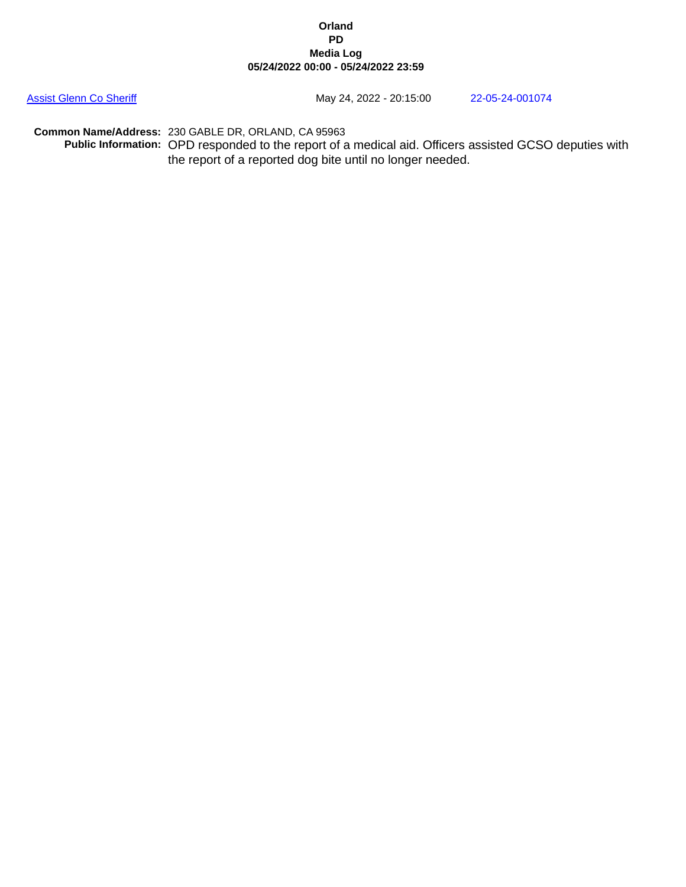**Orland**
**PD**
**Media Log**
**05/24/2022 00:00 - 05/24/2022 23:59**

[Assist Glenn Co Sheriff] May 24, 2022 - 20:15:00 22-05-24-001074

**Common Name/Address:** 230 GABLE DR, ORLAND, CA 95963
**Public Information:** OPD responded to the report of a medical aid. Officers assisted GCSO deputies with the report of a reported dog bite until no longer needed.